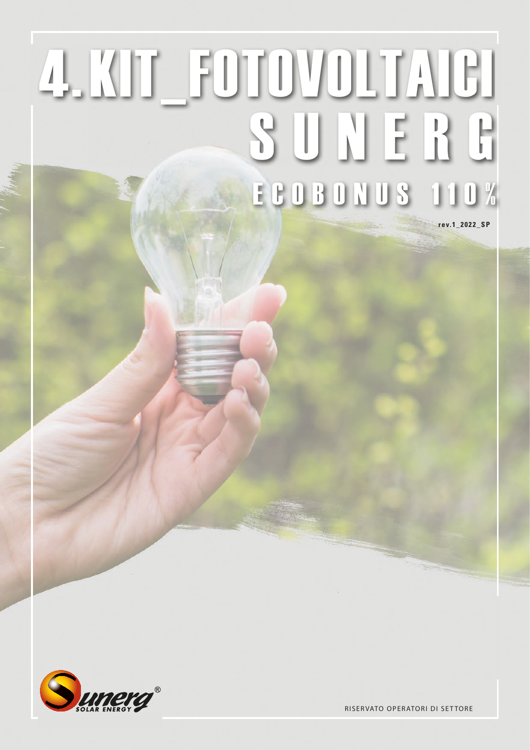# 4. KIT_FOTOVOLTAICI
# S U N E R G
## E C O B O N U S 1 1 0 %

rev.1_2022_SP

Sunerg® SOLAR ENERGY

RISERVATO OPERATORI DI SETTORE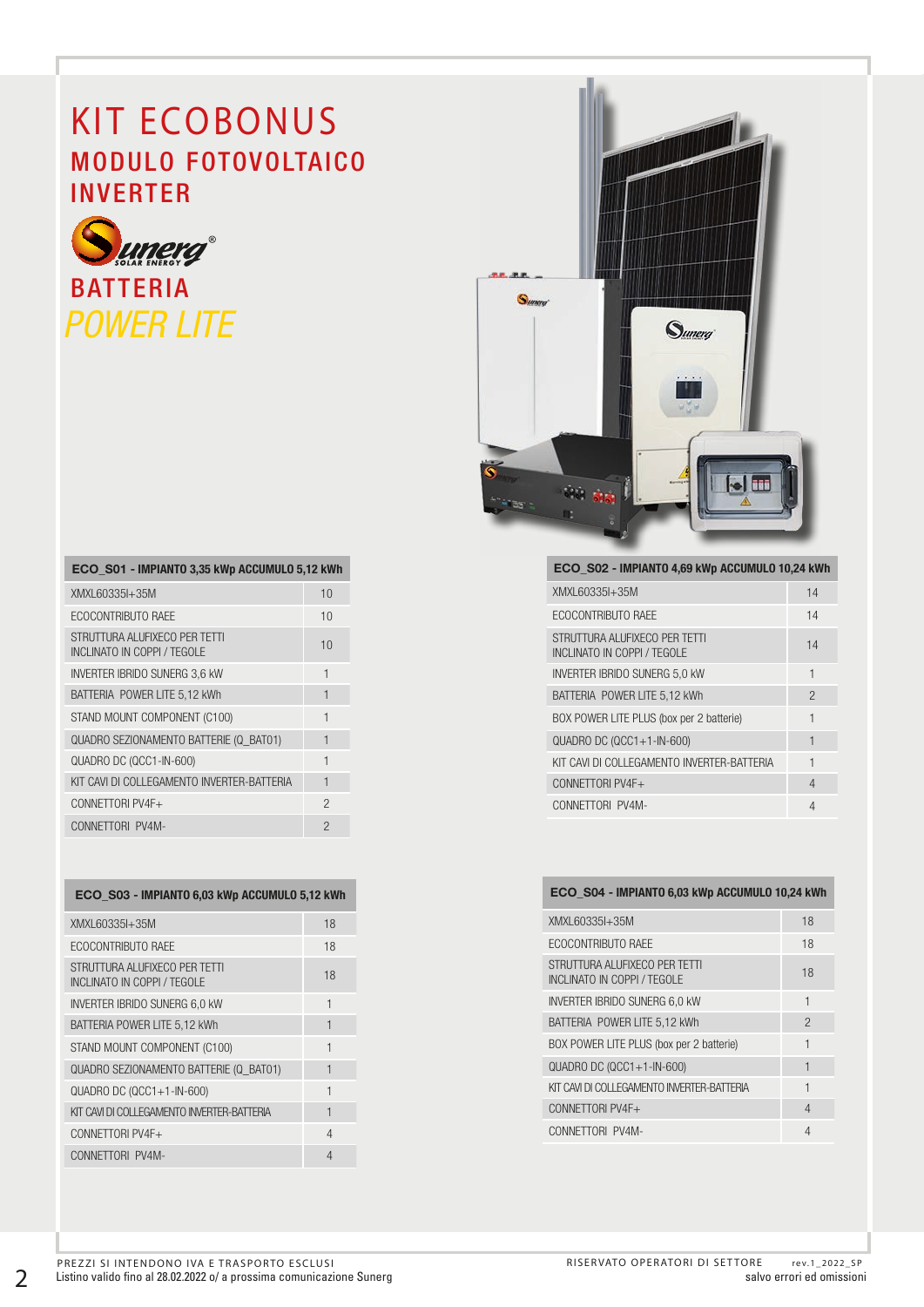# KIT ECOBONUS

## MODULO FOTOVOLTAICO
## INVERTER

Sunerg SOLAR ENERGY

## BATTERIA
## *POWER LITE*

| ECO_S01 - IMPIANTO 3,35 kWp ACCUMULO 5,12 kWh | |
|---|---|
| XMXL60335I+35M | 10 |
| ECOCONTRIBUTO RAEE | 10 |
| STRUTTURA ALUFIXECO PER TETTI INCLINATO IN COPPI / TEGOLE | 10 |
| INVERTER IBRIDO SUNERG 3,6 kW | 1 |
| BATTERIA POWER LITE 5,12 kWh | 1 |
| STAND MOUNT COMPONENT (C100) | 1 |
| QUADRO SEZIONAMENTO BATTERIE (Q_BAT01) | 1 |
| QUADRO DC (QCC1-IN-600) | 1 |
| KIT CAVI DI COLLEGAMENTO INVERTER-BATTERIA | 1 |
| CONNETTORI PV4F+ | 2 |
| CONNETTORI PV4M- | 2 |

| ECO_S02 - IMPIANTO 4,69 kWp ACCUMULO 10,24 kWh | |
|---|---|
| XMXL60335I+35M | 14 |
| ECOCONTRIBUTO RAEE | 14 |
| STRUTTURA ALUFIXECO PER TETTI INCLINATO IN COPPI / TEGOLE | 14 |
| INVERTER IBRIDO SUNERG 5,0 kW | 1 |
| BATTERIA POWER LITE 5,12 kWh | 2 |
| BOX POWER LITE PLUS (box per 2 batterie) | 1 |
| QUADRO DC (QCC1+1-IN-600) | 1 |
| KIT CAVI DI COLLEGAMENTO INVERTER-BATTERIA | 1 |
| CONNETTORI PV4F+ | 4 |
| CONNETTORI PV4M- | 4 |

| ECO_S03 - IMPIANTO 6,03 kWp ACCUMULO 5,12 kWh | |
|---|---|
| XMXL60335I+35M | 18 |
| ECOCONTRIBUTO RAEE | 18 |
| STRUTTURA ALUFIXECO PER TETTI INCLINATO IN COPPI / TEGOLE | 18 |
| INVERTER IBRIDO SUNERG 6,0 kW | 1 |
| BATTERIA POWER LITE 5,12 kWh | 1 |
| STAND MOUNT COMPONENT (C100) | 1 |
| QUADRO SEZIONAMENTO BATTERIE (Q_BAT01) | 1 |
| QUADRO DC (QCC1+1-IN-600) | 1 |
| KIT CAVI DI COLLEGAMENTO INVERTER-BATTERIA | 1 |
| CONNETTORI PV4F+ | 4 |
| CONNETTORI PV4M- | 4 |

| ECO_S04 - IMPIANTO 6,03 kWp ACCUMULO 10,24 kWh | |
|---|---|
| XMXL60335I+35M | 18 |
| ECOCONTRIBUTO RAEE | 18 |
| STRUTTURA ALUFIXECO PER TETTI INCLINATO IN COPPI / TEGOLE | 18 |
| INVERTER IBRIDO SUNERG 6,0 kW | 1 |
| BATTERIA POWER LITE 5,12 kWh | 2 |
| BOX POWER LITE PLUS (box per 2 batterie) | 1 |
| QUADRO DC (QCC1+1-IN-600) | 1 |
| KIT CAVI DI COLLEGAMENTO INVERTER-BATTERIA | 1 |
| CONNETTORI PV4F+ | 4 |
| CONNETTORI PV4M- | 4 |

PREZZI SI INTENDONO IVA E TRASPORTO ESCLUSI
Listino valido fino al 28.02.2022 o/ a prossima comunicazione Sunerg

RISERVATO OPERATORI DI SETTORE rev.1_2022_SP
salvo errori ed omissioni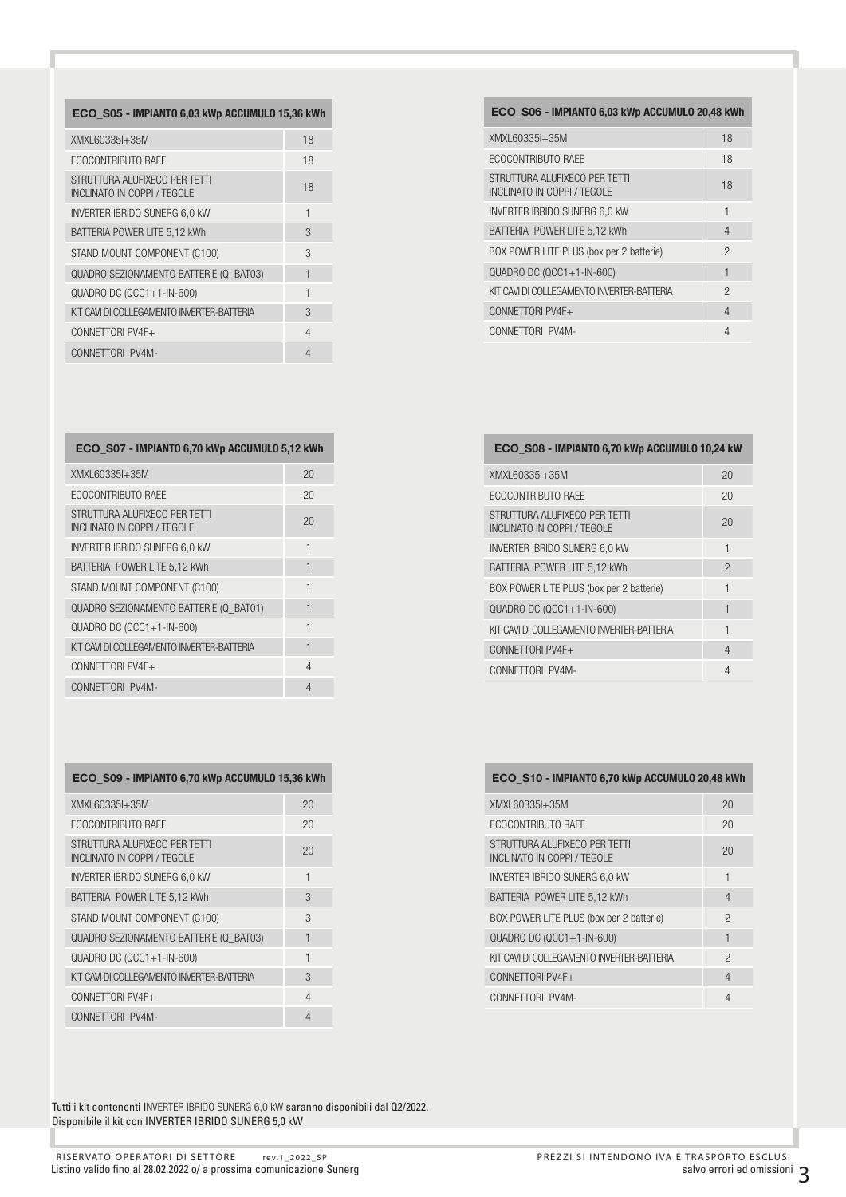| ECO_S05 - IMPIANTO 6,03 kWp ACCUMULO 15,36 kWh | |
|---|---|
| XMXL60335I+35M | 18 |
| ECOCONTRIBUTO RAEE | 18 |
| STRUTTURA ALUFIXECO PER TETTI INCLINATO IN COPPI / TEGOLE | 18 |
| INVERTER IBRIDO SUNERG 6,0 kW | 1 |
| BATTERIA POWER LITE 5,12 kWh | 3 |
| STAND MOUNT COMPONENT (C100) | 3 |
| QUADRO SEZIONAMENTO BATTERIE (Q_BAT03) | 1 |
| QUADRO DC (QCC1+1-IN-600) | 1 |
| KIT CAVI DI COLLEGAMENTO INVERTER-BATTERIA | 3 |
| CONNETTORI PV4F+ | 4 |
| CONNETTORI PV4M- | 4 |

| ECO_S06 - IMPIANTO 6,03 kWp ACCUMULO 20,48 kWh | |
|---|---|
| XMXL60335I+35M | 18 |
| ECOCONTRIBUTO RAEE | 18 |
| STRUTTURA ALUFIXECO PER TETTI INCLINATO IN COPPI / TEGOLE | 18 |
| INVERTER IBRIDO SUNERG 6,0 kW | 1 |
| BATTERIA POWER LITE 5,12 kWh | 4 |
| BOX POWER LITE PLUS (box per 2 batterie) | 2 |
| QUADRO DC (QCC1+1-IN-600) | 1 |
| KIT CAVI DI COLLEGAMENTO INVERTER-BATTERIA | 2 |
| CONNETTORI PV4F+ | 4 |
| CONNETTORI PV4M- | 4 |

| ECO_S07 - IMPIANTO 6,70 kWp ACCUMULO 5,12 kWh | |
|---|---|
| XMXL60335I+35M | 20 |
| ECOCONTRIBUTO RAEE | 20 |
| STRUTTURA ALUFIXECO PER TETTI INCLINATO IN COPPI / TEGOLE | 20 |
| INVERTER IBRIDO SUNERG 6,0 kW | 1 |
| BATTERIA POWER LITE 5,12 kWh | 1 |
| STAND MOUNT COMPONENT (C100) | 1 |
| QUADRO SEZIONAMENTO BATTERIE (Q_BAT01) | 1 |
| QUADRO DC (QCC1+1-IN-600) | 1 |
| KIT CAVI DI COLLEGAMENTO INVERTER-BATTERIA | 1 |
| CONNETTORI PV4F+ | 4 |
| CONNETTORI PV4M- | 4 |

| ECO_S08 - IMPIANTO 6,70 kWp ACCUMULO 10,24 kW | |
|---|---|
| XMXL60335I+35M | 20 |
| ECOCONTRIBUTO RAEE | 20 |
| STRUTTURA ALUFIXECO PER TETTI INCLINATO IN COPPI / TEGOLE | 20 |
| INVERTER IBRIDO SUNERG 6,0 kW | 1 |
| BATTERIA POWER LITE 5,12 kWh | 2 |
| BOX POWER LITE PLUS (box per 2 batterie) | 1 |
| QUADRO DC (QCC1+1-IN-600) | 1 |
| KIT CAVI DI COLLEGAMENTO INVERTER-BATTERIA | 1 |
| CONNETTORI PV4F+ | 4 |
| CONNETTORI PV4M- | 4 |

| ECO_S09 - IMPIANTO 6,70 kWp ACCUMULO 15,36 kWh | |
|---|---|
| XMXL60335I+35M | 20 |
| ECOCONTRIBUTO RAEE | 20 |
| STRUTTURA ALUFIXECO PER TETTI INCLINATO IN COPPI / TEGOLE | 20 |
| INVERTER IBRIDO SUNERG 6,0 kW | 1 |
| BATTERIA POWER LITE 5,12 kWh | 3 |
| STAND MOUNT COMPONENT (C100) | 3 |
| QUADRO SEZIONAMENTO BATTERIE (Q_BAT03) | 1 |
| QUADRO DC (QCC1+1-IN-600) | 1 |
| KIT CAVI DI COLLEGAMENTO INVERTER-BATTERIA | 3 |
| CONNETTORI PV4F+ | 4 |
| CONNETTORI PV4M- | 4 |

| ECO_S10 - IMPIANTO 6,70 kWp ACCUMULO 20,48 kWh | |
|---|---|
| XMXL60335I+35M | 20 |
| ECOCONTRIBUTO RAEE | 20 |
| STRUTTURA ALUFIXECO PER TETTI INCLINATO IN COPPI / TEGOLE | 20 |
| INVERTER IBRIDO SUNERG 6,0 kW | 1 |
| BATTERIA POWER LITE 5,12 kWh | 4 |
| BOX POWER LITE PLUS (box per 2 batterie) | 2 |
| QUADRO DC (QCC1+1-IN-600) | 1 |
| KIT CAVI DI COLLEGAMENTO INVERTER-BATTERIA | 2 |
| CONNETTORI PV4F+ | 4 |
| CONNETTORI PV4M- | 4 |

Tutti i kit contenenti INVERTER IBRIDO SUNERG 6,0 kW saranno disponibili dal Q2/2022.
Disponibile il kit con INVERTER IBRIDO SUNERG 5,0 kW

RISERVATO OPERATORI DI SETTORE rev.1_2022_SP
Listino valido fino al 28.02.2022 o/ a prossima comunicazione Sunerg

PREZZI SI INTENDONO IVA E TRASPORTO ESCLUSI
salvo errori ed omissioni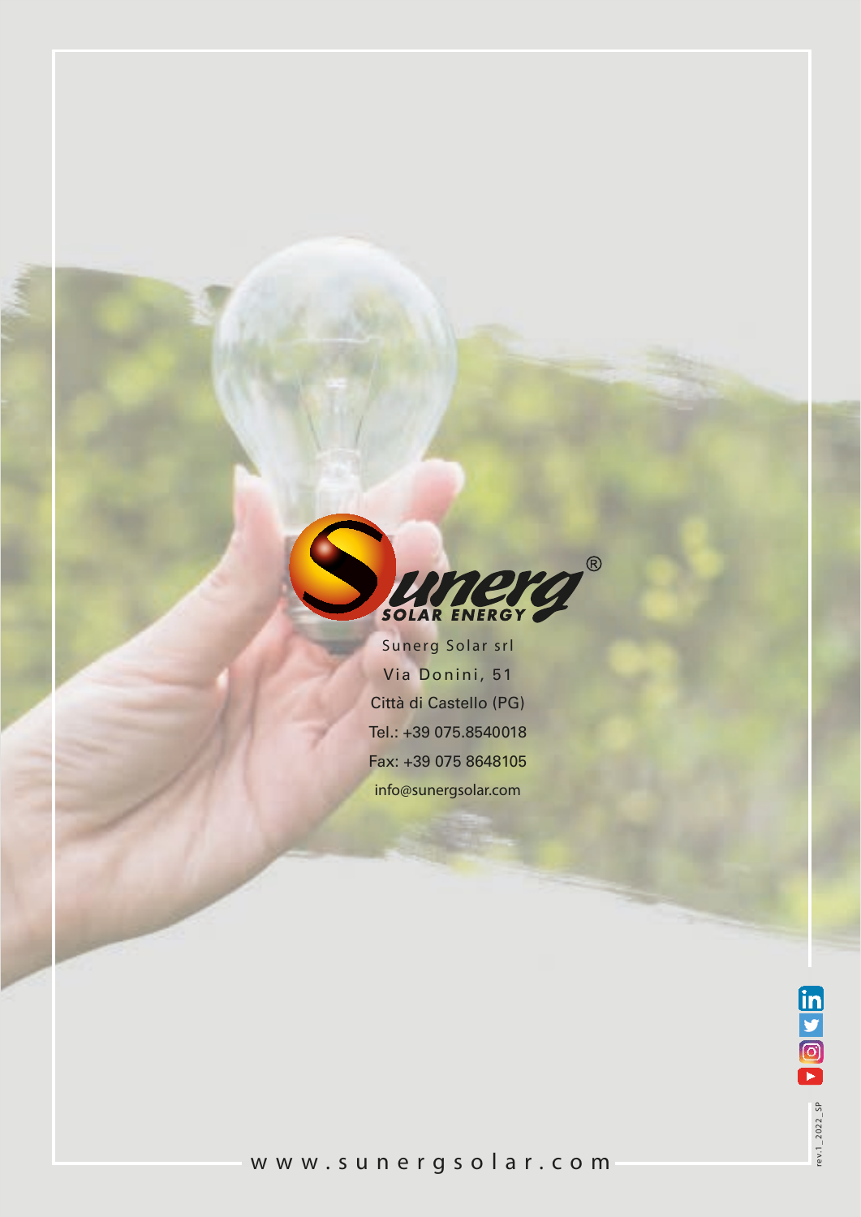Sunerg®
SOLAR ENERGY

Sunerg Solar srl
Via Donini, 51
Città di Castello (PG)
Tel.: +39 075.8540018
Fax: +39 075 8648105
info@sunergsolar.com

www.sunergsolar.com

rev.1_2022_SP